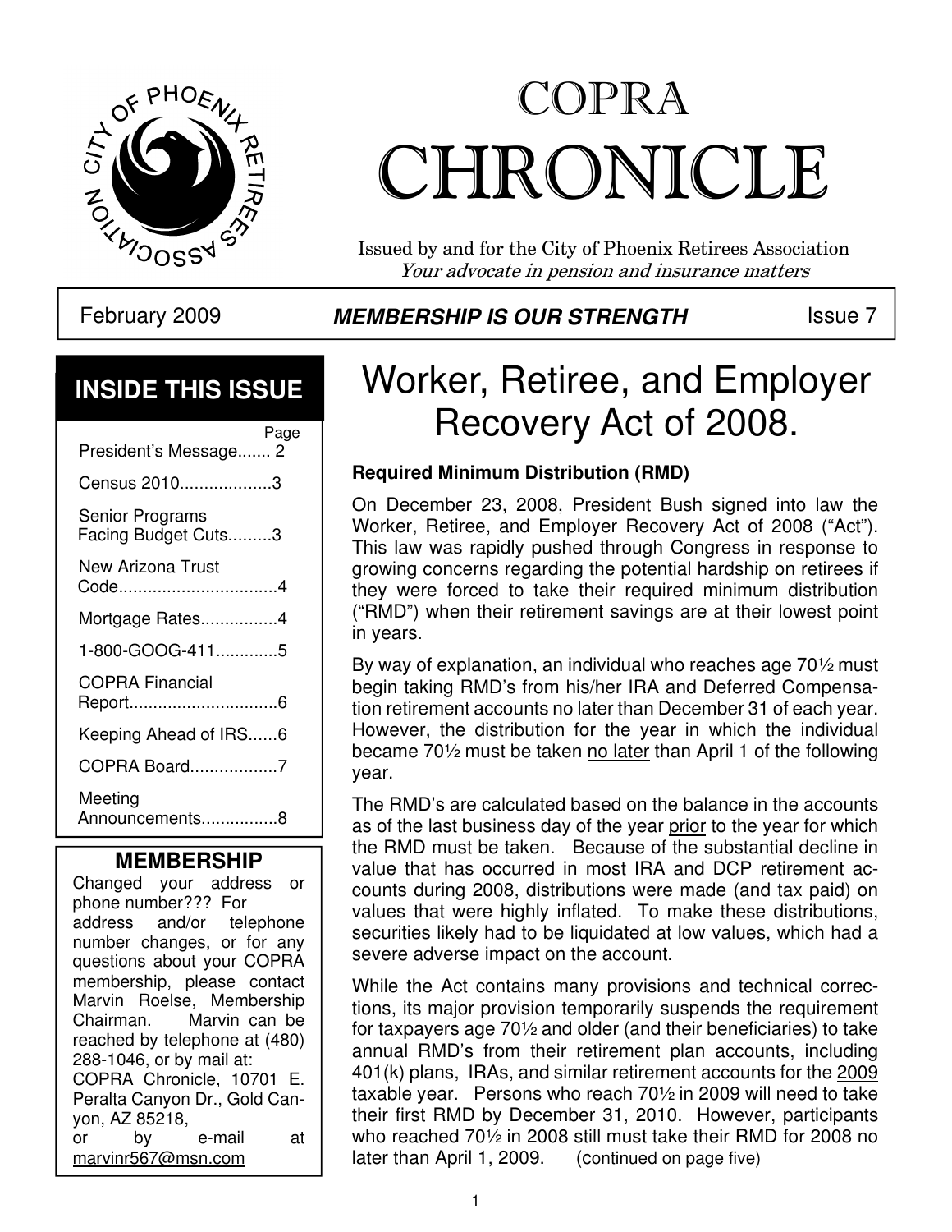# COPRA CHRONICLE

Issued by and for the City of Phoenix Retirees Association
*Your advocate in pension and insurance matters*

February 2009 — **_MEMBERSHIP IS OUR STRENGTH_** — Issue 7

## INSIDE THIS ISSUE

| | Page |
|---|---|
| President's Message | 2 |
| Census 2010 | 3 |
| Senior Programs Facing Budget Cuts | 3 |
| New Arizona Trust Code | 4 |
| Mortgage Rates | 4 |
| 1-800-GOOG-411 | 5 |
| COPRA Financial Report | 6 |
| Keeping Ahead of IRS | 6 |
| COPRA Board | 7 |
| Meeting Announcements | 8 |

### MEMBERSHIP

Changed your address or phone number??? For address and/or telephone number changes, or for any questions about your COPRA membership, please contact Marvin Roelse, Membership Chairman. Marvin can be reached by telephone at (480) 288-1046, or by mail at: COPRA Chronicle, 10701 E. Peralta Canyon Dr., Gold Canyon, AZ 85218, or by e-mail at marvinr567@msn.com

# Worker, Retiree, and Employer Recovery Act of 2008.

**Required Minimum Distribution (RMD)**

On December 23, 2008, President Bush signed into law the Worker, Retiree, and Employer Recovery Act of 2008 ("Act"). This law was rapidly pushed through Congress in response to growing concerns regarding the potential hardship on retirees if they were forced to take their required minimum distribution ("RMD") when their retirement savings are at their lowest point in years.

By way of explanation, an individual who reaches age 70½ must begin taking RMD's from his/her IRA and Deferred Compensation retirement accounts no later than December 31 of each year. However, the distribution for the year in which the individual became 70½ must be taken no later than April 1 of the following year.

The RMD's are calculated based on the balance in the accounts as of the last business day of the year prior to the year for which the RMD must be taken. Because of the substantial decline in value that has occurred in most IRA and DCP retirement accounts during 2008, distributions were made (and tax paid) on values that were highly inflated. To make these distributions, securities likely had to be liquidated at low values, which had a severe adverse impact on the account.

While the Act contains many provisions and technical corrections, its major provision temporarily suspends the requirement for taxpayers age 70½ and older (and their beneficiaries) to take annual RMD's from their retirement plan accounts, including 401(k) plans, IRAs, and similar retirement accounts for the 2009 taxable year. Persons who reach 70½ in 2009 will need to take their first RMD by December 31, 2010. However, participants who reached 70½ in 2008 still must take their RMD for 2008 no later than April 1, 2009. (continued on page five)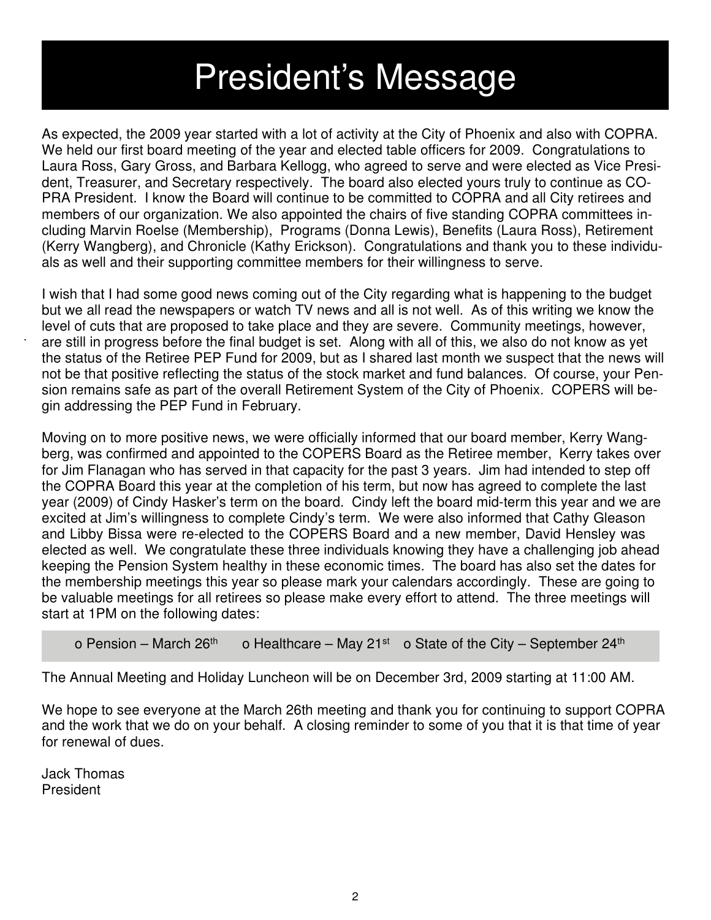# President's Message

As expected, the 2009 year started with a lot of activity at the City of Phoenix and also with COPRA. We held our first board meeting of the year and elected table officers for 2009. Congratulations to Laura Ross, Gary Gross, and Barbara Kellogg, who agreed to serve and were elected as Vice President, Treasurer, and Secretary respectively. The board also elected yours truly to continue as COPRA President. I know the Board will continue to be committed to COPRA and all City retirees and members of our organization. We also appointed the chairs of five standing COPRA committees including Marvin Roelse (Membership), Programs (Donna Lewis), Benefits (Laura Ross), Retirement (Kerry Wangberg), and Chronicle (Kathy Erickson). Congratulations and thank you to these individuals as well and their supporting committee members for their willingness to serve.

I wish that I had some good news coming out of the City regarding what is happening to the budget but we all read the newspapers or watch TV news and all is not well. As of this writing we know the level of cuts that are proposed to take place and they are severe. Community meetings, however, are still in progress before the final budget is set. Along with all of this, we also do not know as yet the status of the Retiree PEP Fund for 2009, but as I shared last month we suspect that the news will not be that positive reflecting the status of the stock market and fund balances. Of course, your Pension remains safe as part of the overall Retirement System of the City of Phoenix. COPERS will begin addressing the PEP Fund in February.

Moving on to more positive news, we were officially informed that our board member, Kerry Wangberg, was confirmed and appointed to the COPERS Board as the Retiree member, Kerry takes over for Jim Flanagan who has served in that capacity for the past 3 years. Jim had intended to step off the COPRA Board this year at the completion of his term, but now has agreed to complete the last year (2009) of Cindy Hasker's term on the board. Cindy left the board mid-term this year and we are excited at Jim's willingness to complete Cindy's term. We were also informed that Cathy Gleason and Libby Bissa were re-elected to the COPERS Board and a new member, David Hensley was elected as well. We congratulate these three individuals knowing they have a challenging job ahead keeping the Pension System healthy in these economic times. The board has also set the dates for the membership meetings this year so please mark your calendars accordingly. These are going to be valuable meetings for all retirees so please make every effort to attend. The three meetings will start at 1PM on the following dates:

- Pension – March 26th
- Healthcare – May 21st
- State of the City – September 24th

The Annual Meeting and Holiday Luncheon will be on December 3rd, 2009 starting at 11:00 AM.

We hope to see everyone at the March 26th meeting and thank you for continuing to support COPRA and the work that we do on your behalf. A closing reminder to some of you that it is that time of year for renewal of dues.

Jack Thomas
President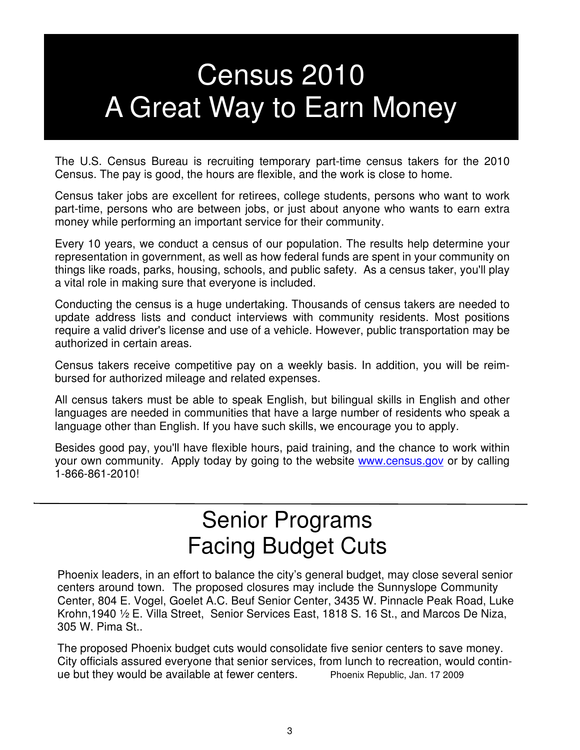# Census 2010
# A Great Way to Earn Money

The U.S. Census Bureau is recruiting temporary part-time census takers for the 2010 Census. The pay is good, the hours are flexible, and the work is close to home.

Census taker jobs are excellent for retirees, college students, persons who want to work part-time, persons who are between jobs, or just about anyone who wants to earn extra money while performing an important service for their community.

Every 10 years, we conduct a census of our population. The results help determine your representation in government, as well as how federal funds are spent in your community on things like roads, parks, housing, schools, and public safety. As a census taker, you'll play a vital role in making sure that everyone is included.

Conducting the census is a huge undertaking. Thousands of census takers are needed to update address lists and conduct interviews with community residents. Most positions require a valid driver's license and use of a vehicle. However, public transportation may be authorized in certain areas.

Census takers receive competitive pay on a weekly basis. In addition, you will be reimbursed for authorized mileage and related expenses.

All census takers must be able to speak English, but bilingual skills in English and other languages are needed in communities that have a large number of residents who speak a language other than English. If you have such skills, we encourage you to apply.

Besides good pay, you'll have flexible hours, paid training, and the chance to work within your own community. Apply today by going to the website [www.census.gov](http://www.census.gov) or by calling 1-866-861-2010!

---

# Senior Programs
# Facing Budget Cuts

Phoenix leaders, in an effort to balance the city's general budget, may close several senior centers around town. The proposed closures may include the Sunnyslope Community Center, 804 E. Vogel, Goelet A.C. Beuf Senior Center, 3435 W. Pinnacle Peak Road, Luke Krohn,1940 ½ E. Villa Street, Senior Services East, 1818 S. 16 St., and Marcos De Niza, 305 W. Pima St..

The proposed Phoenix budget cuts would consolidate five senior centers to save money. City officials assured everyone that senior services, from lunch to recreation, would continue but they would be available at fewer centers. Phoenix Republic, Jan. 17 2009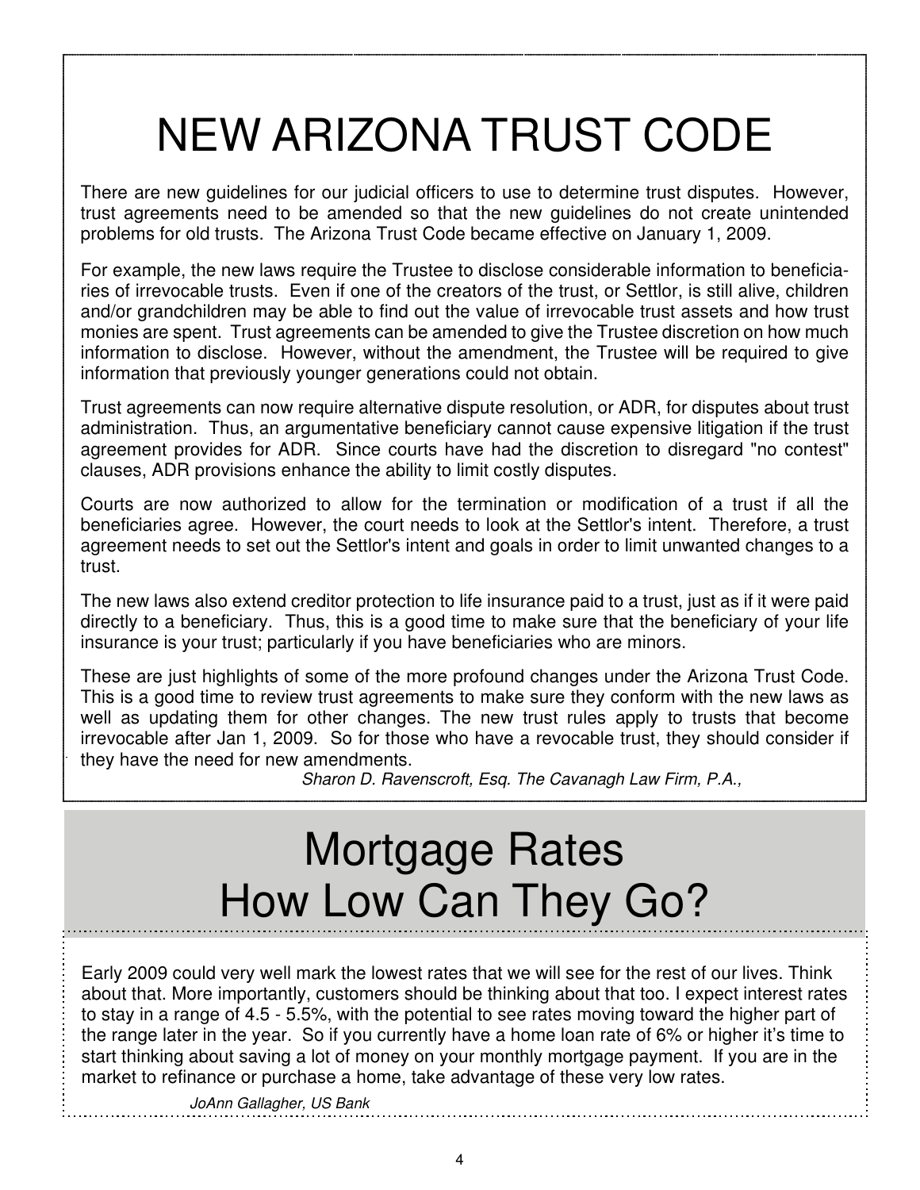# NEW ARIZONA TRUST CODE

There are new guidelines for our judicial officers to use to determine trust disputes. However, trust agreements need to be amended so that the new guidelines do not create unintended problems for old trusts. The Arizona Trust Code became effective on January 1, 2009.

For example, the new laws require the Trustee to disclose considerable information to beneficiaries of irrevocable trusts. Even if one of the creators of the trust, or Settlor, is still alive, children and/or grandchildren may be able to find out the value of irrevocable trust assets and how trust monies are spent. Trust agreements can be amended to give the Trustee discretion on how much information to disclose. However, without the amendment, the Trustee will be required to give information that previously younger generations could not obtain.

Trust agreements can now require alternative dispute resolution, or ADR, for disputes about trust administration. Thus, an argumentative beneficiary cannot cause expensive litigation if the trust agreement provides for ADR. Since courts have had the discretion to disregard "no contest" clauses, ADR provisions enhance the ability to limit costly disputes.

Courts are now authorized to allow for the termination or modification of a trust if all the beneficiaries agree. However, the court needs to look at the Settlor's intent. Therefore, a trust agreement needs to set out the Settlor's intent and goals in order to limit unwanted changes to a trust.

The new laws also extend creditor protection to life insurance paid to a trust, just as if it were paid directly to a beneficiary. Thus, this is a good time to make sure that the beneficiary of your life insurance is your trust; particularly if you have beneficiaries who are minors.

These are just highlights of some of the more profound changes under the Arizona Trust Code. This is a good time to review trust agreements to make sure they conform with the new laws as well as updating them for other changes. The new trust rules apply to trusts that become irrevocable after Jan 1, 2009. So for those who have a revocable trust, they should consider if they have the need for new amendments.

*Sharon D. Ravenscroft, Esq. The Cavanagh Law Firm, P.A.,*

# Mortgage Rates How Low Can They Go?

Early 2009 could very well mark the lowest rates that we will see for the rest of our lives. Think about that. More importantly, customers should be thinking about that too. I expect interest rates to stay in a range of 4.5 - 5.5%, with the potential to see rates moving toward the higher part of the range later in the year. So if you currently have a home loan rate of 6% or higher it's time to start thinking about saving a lot of money on your monthly mortgage payment. If you are in the market to refinance or purchase a home, take advantage of these very low rates.

*JoAnn Gallagher, US Bank*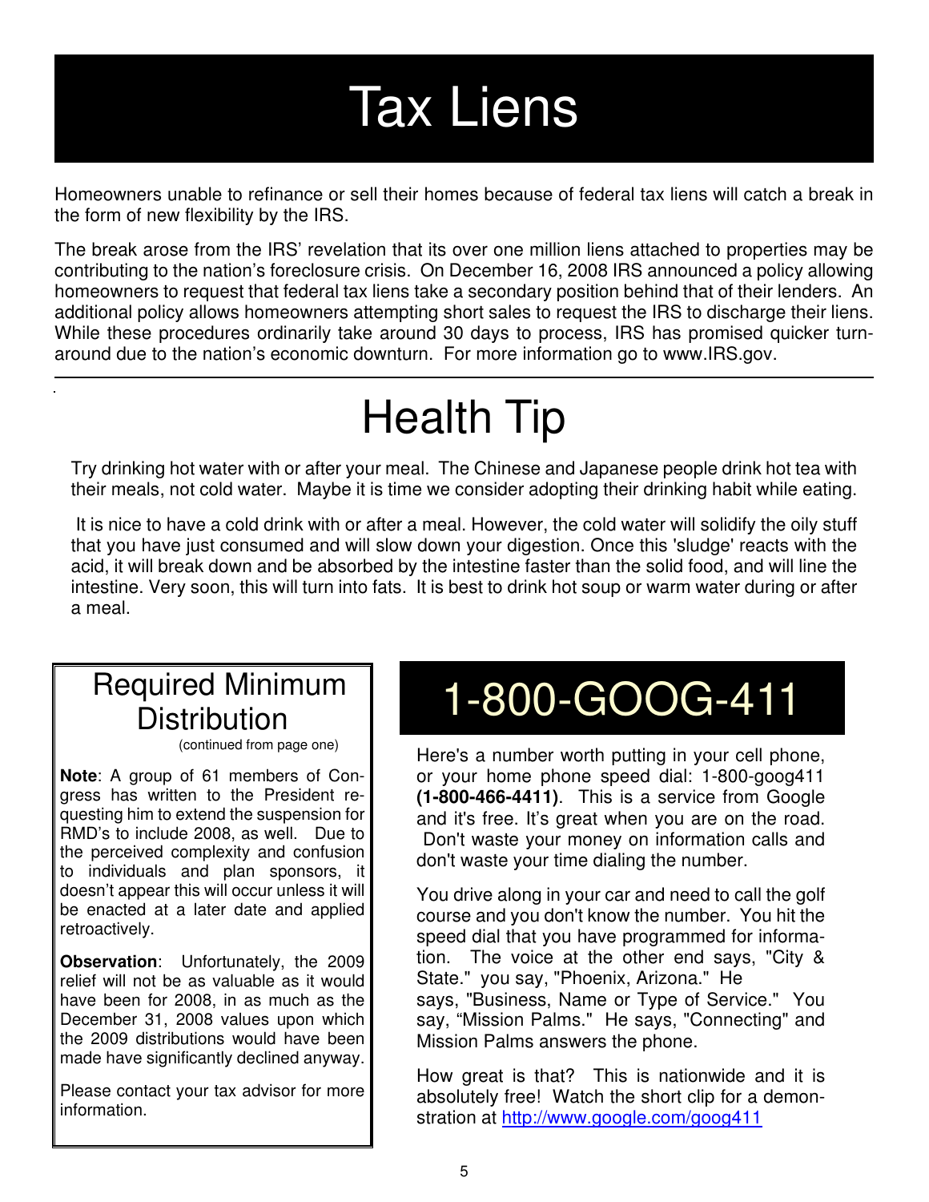# Tax Liens

Homeowners unable to refinance or sell their homes because of federal tax liens will catch a break in the form of new flexibility by the IRS.

The break arose from the IRS' revelation that its over one million liens attached to properties may be contributing to the nation's foreclosure crisis. On December 16, 2008 IRS announced a policy allowing homeowners to request that federal tax liens take a secondary position behind that of their lenders. An additional policy allows homeowners attempting short sales to request the IRS to discharge their liens. While these procedures ordinarily take around 30 days to process, IRS has promised quicker turn-around due to the nation's economic downturn. For more information go to www.IRS.gov.

---

# Health Tip

Try drinking hot water with or after your meal. The Chinese and Japanese people drink hot tea with their meals, not cold water. Maybe it is time we consider adopting their drinking habit while eating.

It is nice to have a cold drink with or after a meal. However, the cold water will solidify the oily stuff that you have just consumed and will slow down your digestion. Once this 'sludge' reacts with the acid, it will break down and be absorbed by the intestine faster than the solid food, and will line the intestine. Very soon, this will turn into fats. It is best to drink hot soup or warm water during or after a meal.

## Required Minimum Distribution

(continued from page one)

**Note**: A group of 61 members of Congress has written to the President requesting him to extend the suspension for RMD's to include 2008, as well. Due to the perceived complexity and confusion to individuals and plan sponsors, it doesn't appear this will occur unless it will be enacted at a later date and applied retroactively.

**Observation**: Unfortunately, the 2009 relief will not be as valuable as it would have been for 2008, in as much as the December 31, 2008 values upon which the 2009 distributions would have been made have significantly declined anyway.

Please contact your tax advisor for more information.

# 1-800-GOOG-411

Here's a number worth putting in your cell phone, or your home phone speed dial: 1-800-goog411 **(1-800-466-4411)**. This is a service from Google and it's free. It's great when you are on the road. Don't waste your money on information calls and don't waste your time dialing the number.

You drive along in your car and need to call the golf course and you don't know the number. You hit the speed dial that you have programmed for information. The voice at the other end says, "City & State." you say, "Phoenix, Arizona." He says, "Business, Name or Type of Service." You say, "Mission Palms." He says, "Connecting" and Mission Palms answers the phone.

How great is that? This is nationwide and it is absolutely free! Watch the short clip for a demonstration at http://www.google.com/goog411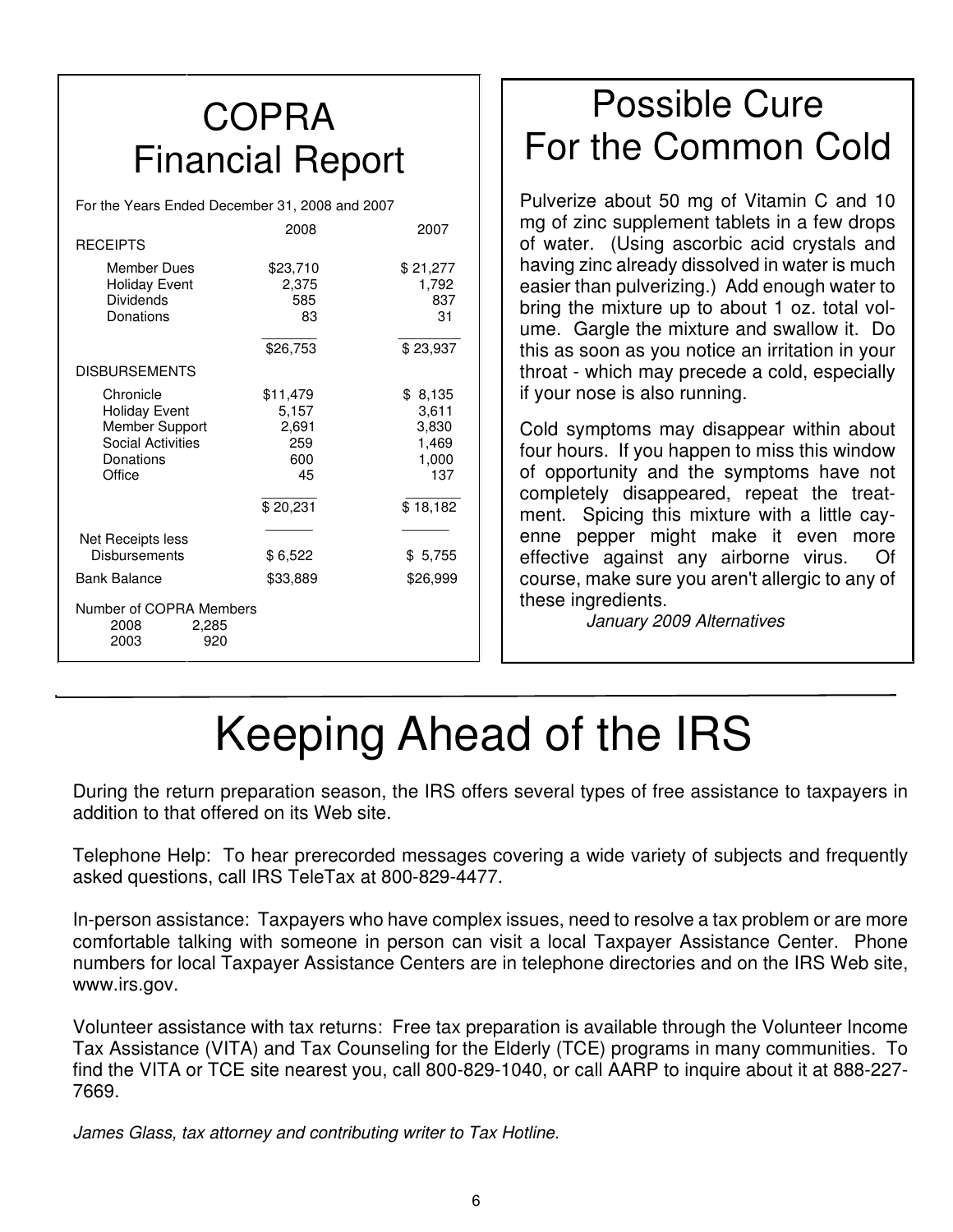# COPRA Financial Report

For the Years Ended December 31, 2008 and 2007

| | 2008 | 2007 |
|---|---|---|
| **RECEIPTS** | | |
| Member Dues | $23,710 | $ 21,277 |
| Holiday Event | 2,375 | 1,792 |
| Dividends | 585 | 837 |
| Donations | 83 | 31 |
| | $26,753 | $ 23,937 |
| **DISBURSEMENTS** | | |
| Chronicle | $11,479 | $ 8,135 |
| Holiday Event | 5,157 | 3,611 |
| Member Support | 2,691 | 3,830 |
| Social Activities | 259 | 1,469 |
| Donations | 600 | 1,000 |
| Office | 45 | 137 |
| | $ 20,231 | $ 18,182 |
| Net Receipts less Disbursements | $ 6,522 | $ 5,755 |
| Bank Balance | $33,889 | $26,999 |

Number of COPRA Members

| Year | Members |
|---|---|
| 2008 | 2,285 |
| 2003 | 920 |

# Possible Cure For the Common Cold

Pulverize about 50 mg of Vitamin C and 10 mg of zinc supplement tablets in a few drops of water. (Using ascorbic acid crystals and having zinc already dissolved in water is much easier than pulverizing.) Add enough water to bring the mixture up to about 1 oz. total volume. Gargle the mixture and swallow it. Do this as soon as you notice an irritation in your throat - which may precede a cold, especially if your nose is also running.

Cold symptoms may disappear within about four hours. If you happen to miss this window of opportunity and the symptoms have not completely disappeared, repeat the treatment. Spicing this mixture with a little cayenne pepper might make it even more effective against any airborne virus. Of course, make sure you aren't allergic to any of these ingredients.

*January 2009 Alternatives*

# Keeping Ahead of the IRS

During the return preparation season, the IRS offers several types of free assistance to taxpayers in addition to that offered on its Web site.

Telephone Help: To hear prerecorded messages covering a wide variety of subjects and frequently asked questions, call IRS TeleTax at 800-829-4477.

In-person assistance: Taxpayers who have complex issues, need to resolve a tax problem or are more comfortable talking with someone in person can visit a local Taxpayer Assistance Center. Phone numbers for local Taxpayer Assistance Centers are in telephone directories and on the IRS Web site, www.irs.gov.

Volunteer assistance with tax returns: Free tax preparation is available through the Volunteer Income Tax Assistance (VITA) and Tax Counseling for the Elderly (TCE) programs in many communities. To find the VITA or TCE site nearest you, call 800-829-1040, or call AARP to inquire about it at 888-227-7669.

*James Glass, tax attorney and contributing writer to Tax Hotline.*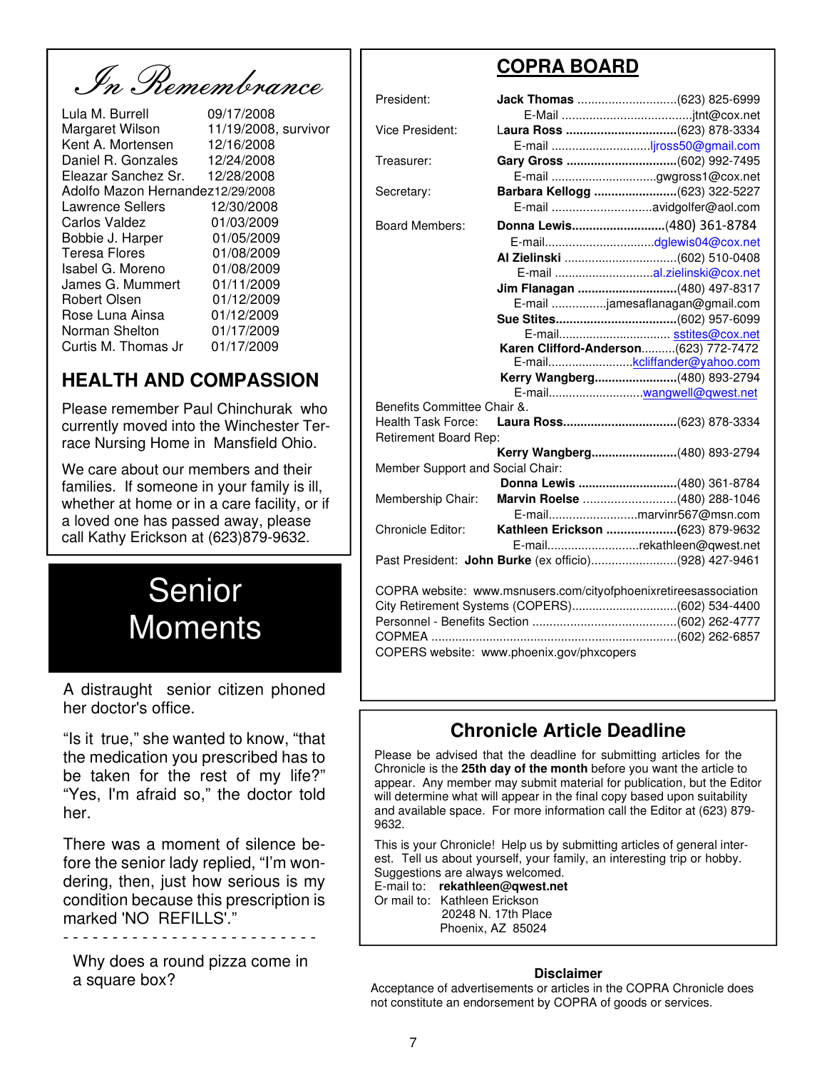# *In Remembrance*

| | |
|---|---|
| Lula M. Burrell | 09/17/2008 |
| Margaret Wilson | 11/19/2008, survivor |
| Kent A. Mortensen | 12/16/2008 |
| Daniel R. Gonzales | 12/24/2008 |
| Eleazar Sanchez Sr. | 12/28/2008 |
| Adolfo Mazon Hernandez | 12/29/2008 |
| Lawrence Sellers | 12/30/2008 |
| Carlos Valdez | 01/03/2009 |
| Bobbie J. Harper | 01/05/2009 |
| Teresa Flores | 01/08/2009 |
| Isabel G. Moreno | 01/08/2009 |
| James G. Mummert | 01/11/2009 |
| Robert Olsen | 01/12/2009 |
| Rose Luna Ainsa | 01/12/2009 |
| Norman Shelton | 01/17/2009 |
| Curtis M. Thomas Jr | 01/17/2009 |

## HEALTH AND COMPASSION

Please remember Paul Chinchurak who currently moved into the Winchester Terrace Nursing Home in Mansfield Ohio.

We care about our members and their families. If someone in your family is ill, whether at home or in a care facility, or if a loved one has passed away, please call Kathy Erickson at (623)879-9632.

# Senior Moments

A distraught senior citizen phoned her doctor's office.

"Is it true," she wanted to know, "that the medication you prescribed has to be taken for the rest of my life?" "Yes, I'm afraid so," the doctor told her.

There was a moment of silence before the senior lady replied, "I'm wondering, then, just how serious is my condition because this prescription is marked 'NO REFILLS'."

- - - - - - - - - - - - - - - - - - - - - - - - -

Why does a round pizza come in a square box?

## COPRA BOARD

President: **Jack Thomas** ............................(623) 825-6999
E-Mail ....................................jtnt@cox.net

Vice President: **Laura Ross** ...............................(623) 878-3334
E-mail ............................ljross50@gmail.com

Treasurer: **Gary Gross** ...............................(602) 992-7495
E-mail ..............................gwgross1@cox.net

Secretary: **Barbara Kellogg** .......................(623) 322-5227
E-mail ............................avidgolfer@aol.com

Board Members: **Donna Lewis**..........................(480) 361-8784
E-mail...............................dglewis04@cox.net

**Al Zielinski** ................................(602) 510-0408
E-mail ............................al.zielinski@cox.net

**Jim Flanagan** ............................(480) 497-8317
E-mail ...............jamesaflanagan@gmail.com

**Sue Stites**..................................(602) 957-6099
E-mail................................ sstites@cox.net

**Karen Clifford-Anderson**..........(623) 772-7472
E-mail.........................kcliffander@yahoo.com

**Kerry Wangberg**.......................(480) 893-2794
E-mail...........................wangwell@qwest.net

Benefits Committee Chair &.
Health Task Force: **Laura Ross**................................(623) 878-3334

Retirement Board Rep:
**Kerry Wangberg**.........................(480) 893-2794

Member Support and Social Chair:
**Donna Lewis** ............................(480) 361-8784

Membership Chair: **Marvin Roelse** ...........................(480) 288-1046
E-mail.........................marvinr567@msn.com

Chronicle Editor: **Kathleen Erickson** ....................(623) 879-9632
E-mail...........................rekathleen@qwest.net

Past President: **John Burke** (ex officio).........................(928) 427-9461

COPRA website: www.msnusers.com/cityofphoenixretireesassociation
City Retirement Systems (COPERS)...............................(602) 534-4400
Personnel - Benefits Section ..........................................(602) 262-4777
COPMEA .......................................................................(602) 262-6857
COPERS website: www.phoenix.gov/phxcopers

## Chronicle Article Deadline

Please be advised that the deadline for submitting articles for the Chronicle is the **25th day of the month** before you want the article to appear. Any member may submit material for publication, but the Editor will determine what will appear in the final copy based upon suitability and available space. For more information call the Editor at (623) 879-9632.

This is your Chronicle! Help us by submitting articles of general interest. Tell us about yourself, your family, an interesting trip or hobby. Suggestions are always welcomed.

E-mail to: **rekathleen@qwest.net**
Or mail to: Kathleen Erickson
20248 N. 17th Place
Phoenix, AZ 85024

**Disclaimer**

Acceptance of advertisements or articles in the COPRA Chronicle does not constitute an endorsement by COPRA of goods or services.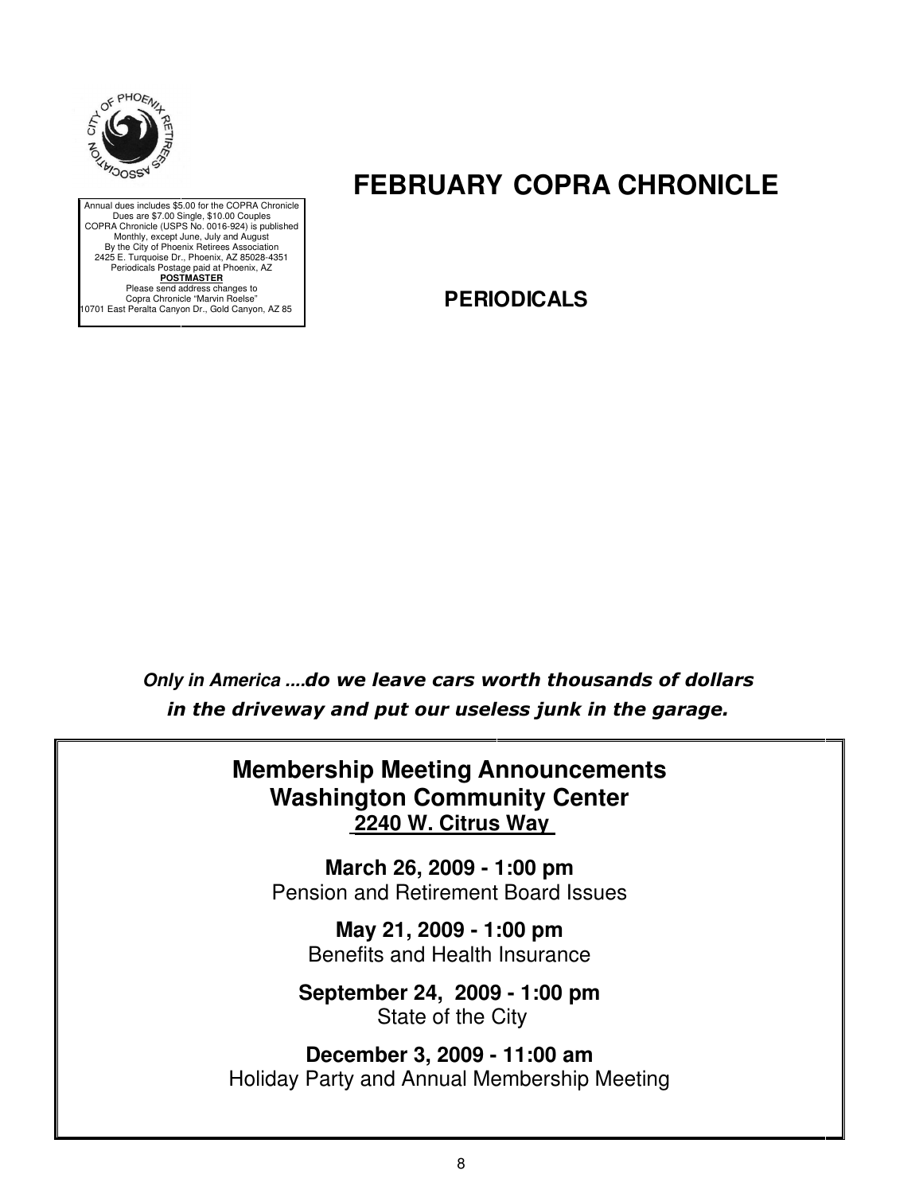Annual dues includes $5.00 for the COPRA Chronicle
Dues are $7.00 Single, $10.00 Couples
COPRA Chronicle (USPS No. 0016-924) is published
Monthly, except June, July and August
By the City of Phoenix Retirees Association
2425 E. Turquoise Dr., Phoenix, AZ 85028-4351
Periodicals Postage paid at Phoenix, AZ
**POSTMASTER**
Please send address changes to
Copra Chronicle "Marvin Roelse"
10701 East Peralta Canyon Dr., Gold Canyon, AZ 85

# FEBRUARY COPRA CHRONICLE

**PERIODICALS**

*Only in America ….do we leave cars worth thousands of dollars in the driveway and put our useless junk in the garage.*

## Membership Meeting Announcements
## Washington Community Center
**2240 W. Citrus Way**

**March 26, 2009 - 1:00 pm**
Pension and Retirement Board Issues

**May 21, 2009 - 1:00 pm**
Benefits and Health Insurance

**September 24, 2009 - 1:00 pm**
State of the City

**December 3, 2009 - 11:00 am**
Holiday Party and Annual Membership Meeting